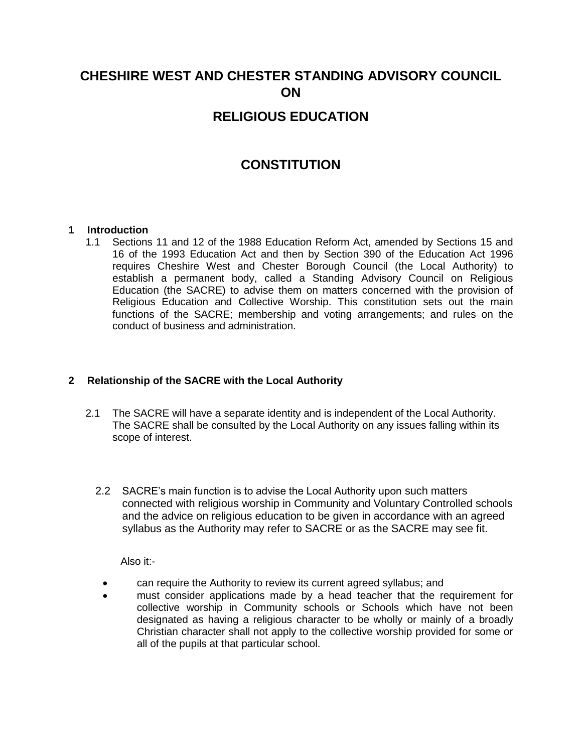# CHESHIRE WEST AND CHESTER STANDING ADVISORY COUNCIL ON RELIGIOUS EDUCATION

# CONSTITUTION

## 1 Introduction

1.1 Sections 11 and 12 of the 1988 Education Reform Act, amended by Sections 15 and 16 of the 1993 Education Act and then by Section 390 of the Education Act 1996 requires Cheshire West and Chester Borough Council (the Local Authority) to establish a permanent body, called a Standing Advisory Council on Religious Education (the SACRE) to advise them on matters concerned with the provision of Religious Education and Collective Worship. This constitution sets out the main functions of the SACRE; membership and voting arrangements; and rules on the conduct of business and administration.

## 2 Relationship of the SACRE with the Local Authority

2.1 The SACRE will have a separate identity and is independent of the Local Authority. The SACRE shall be consulted by the Local Authority on any issues falling within its scope of interest.

2.2 SACRE's main function is to advise the Local Authority upon such matters connected with religious worship in Community and Voluntary Controlled schools and the advice on religious education to be given in accordance with an agreed syllabus as the Authority may refer to SACRE or as the SACRE may see fit.

Also it:-

- can require the Authority to review its current agreed syllabus; and
- must consider applications made by a head teacher that the requirement for collective worship in Community schools or Schools which have not been designated as having a religious character to be wholly or mainly of a broadly Christian character shall not apply to the collective worship provided for some or all of the pupils at that particular school.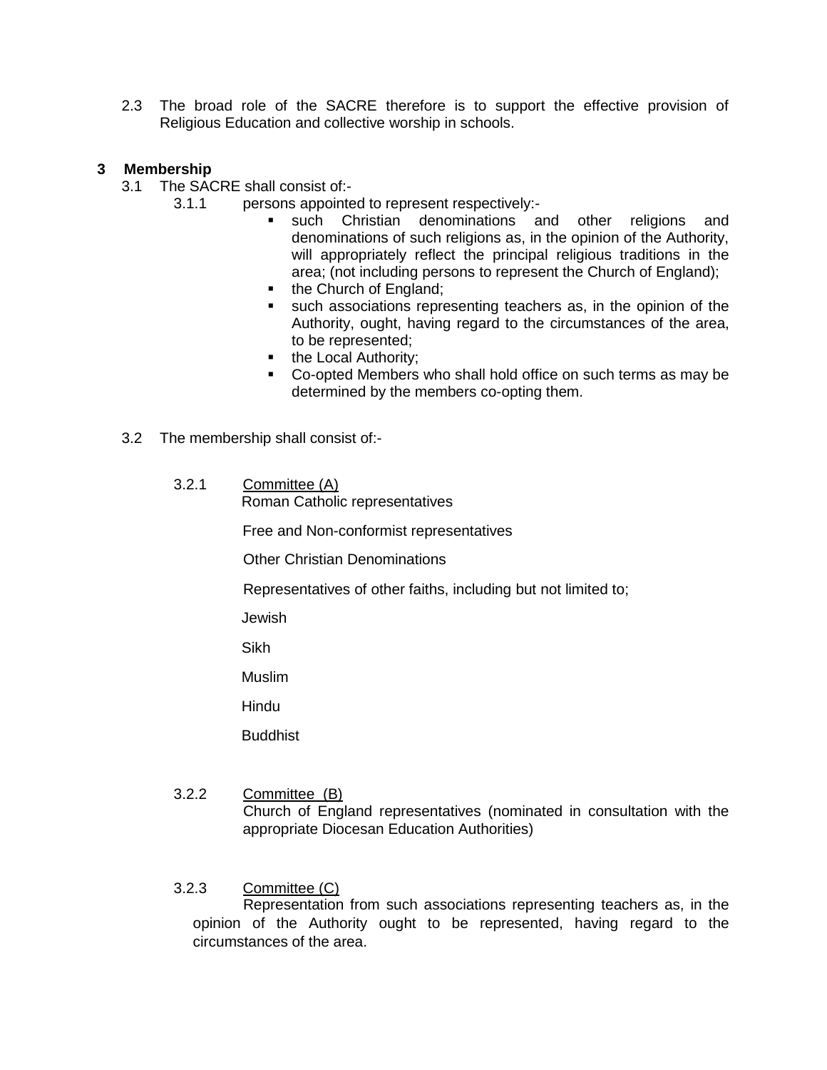2.3 The broad role of the SACRE therefore is to support the effective provision of Religious Education and collective worship in schools.

## 3 Membership

3.1 The SACRE shall consist of:-

3.1.1 persons appointed to represent respectively:-

- such Christian denominations and other religions and denominations of such religions as, in the opinion of the Authority, will appropriately reflect the principal religious traditions in the area; (not including persons to represent the Church of England);
- the Church of England;
- such associations representing teachers as, in the opinion of the Authority, ought, having regard to the circumstances of the area, to be represented;
- the Local Authority;
- Co-opted Members who shall hold office on such terms as may be determined by the members co-opting them.

3.2 The membership shall consist of:-

3.2.1 Committee (A)

Roman Catholic representatives

Free and Non-conformist representatives

Other Christian Denominations

Representatives of other faiths, including but not limited to;

Jewish

Sikh

Muslim

Hindu

Buddhist

3.2.2 Committee (B)

Church of England representatives (nominated in consultation with the appropriate Diocesan Education Authorities)

3.2.3 Committee (C)

Representation from such associations representing teachers as, in the opinion of the Authority ought to be represented, having regard to the circumstances of the area.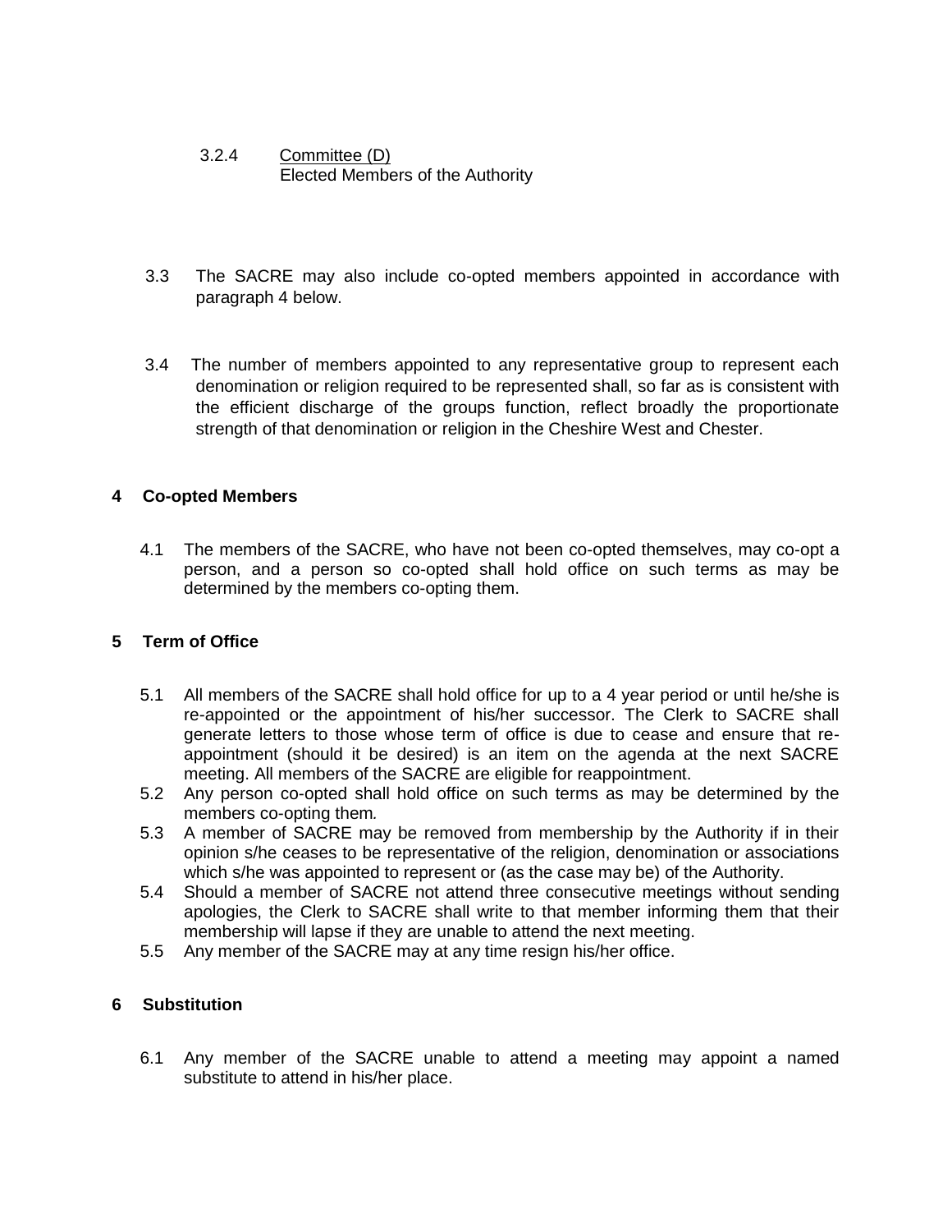3.2.4 <u>Committee (D)</u>
Elected Members of the Authority

3.3 The SACRE may also include co-opted members appointed in accordance with paragraph 4 below.

3.4 The number of members appointed to any representative group to represent each denomination or religion required to be represented shall, so far as is consistent with the efficient discharge of the groups function, reflect broadly the proportionate strength of that denomination or religion in the Cheshire West and Chester.

## 4 Co-opted Members

4.1 The members of the SACRE, who have not been co-opted themselves, may co-opt a person, and a person so co-opted shall hold office on such terms as may be determined by the members co-opting them.

## 5 Term of Office

5.1 All members of the SACRE shall hold office for up to a 4 year period or until he/she is re-appointed or the appointment of his/her successor. The Clerk to SACRE shall generate letters to those whose term of office is due to cease and ensure that re-appointment (should it be desired) is an item on the agenda at the next SACRE meeting. All members of the SACRE are eligible for reappointment.

5.2 Any person co-opted shall hold office on such terms as may be determined by the members co-opting them.

5.3 A member of SACRE may be removed from membership by the Authority if in their opinion s/he ceases to be representative of the religion, denomination or associations which s/he was appointed to represent or (as the case may be) of the Authority.

5.4 Should a member of SACRE not attend three consecutive meetings without sending apologies, the Clerk to SACRE shall write to that member informing them that their membership will lapse if they are unable to attend the next meeting.

5.5 Any member of the SACRE may at any time resign his/her office.

## 6 Substitution

6.1 Any member of the SACRE unable to attend a meeting may appoint a named substitute to attend in his/her place.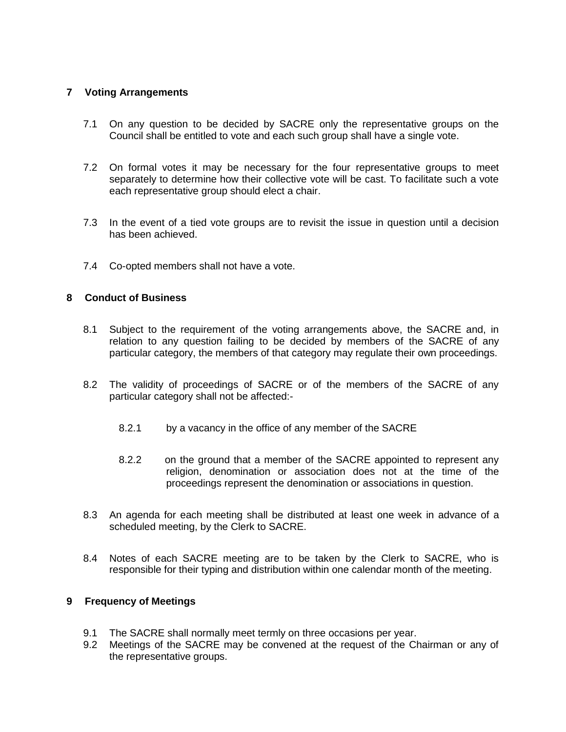## 7 Voting Arrangements

7.1 On any question to be decided by SACRE only the representative groups on the Council shall be entitled to vote and each such group shall have a single vote.

7.2 On formal votes it may be necessary for the four representative groups to meet separately to determine how their collective vote will be cast. To facilitate such a vote each representative group should elect a chair.

7.3 In the event of a tied vote groups are to revisit the issue in question until a decision has been achieved.

7.4 Co-opted members shall not have a vote.

## 8 Conduct of Business

8.1 Subject to the requirement of the voting arrangements above, the SACRE and, in relation to any question failing to be decided by members of the SACRE of any particular category, the members of that category may regulate their own proceedings.

8.2 The validity of proceedings of SACRE or of the members of the SACRE of any particular category shall not be affected:-

8.2.1 by a vacancy in the office of any member of the SACRE

8.2.2 on the ground that a member of the SACRE appointed to represent any religion, denomination or association does not at the time of the proceedings represent the denomination or associations in question.

8.3 An agenda for each meeting shall be distributed at least one week in advance of a scheduled meeting, by the Clerk to SACRE.

8.4 Notes of each SACRE meeting are to be taken by the Clerk to SACRE, who is responsible for their typing and distribution within one calendar month of the meeting.

## 9 Frequency of Meetings

9.1 The SACRE shall normally meet termly on three occasions per year.

9.2 Meetings of the SACRE may be convened at the request of the Chairman or any of the representative groups.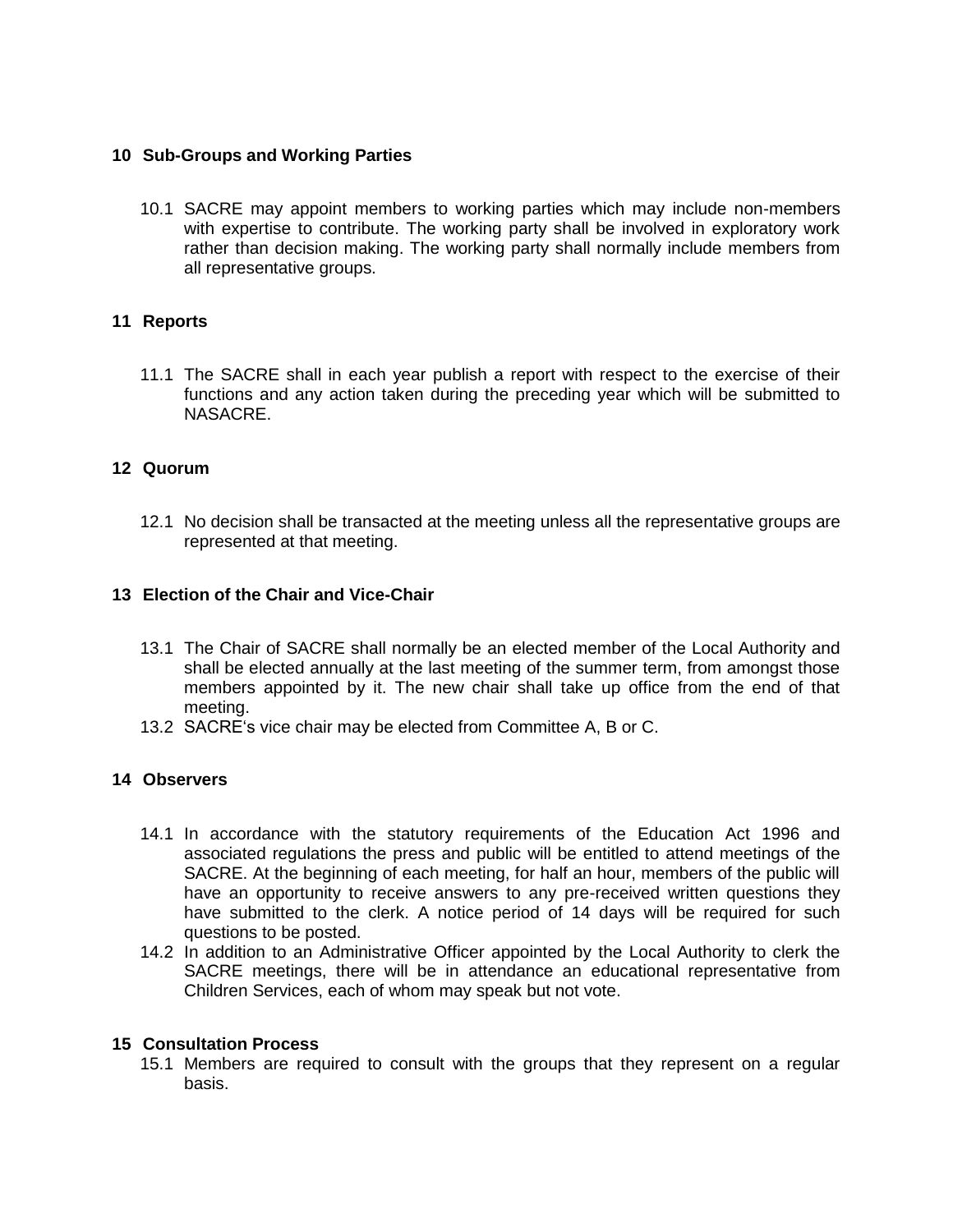## 10 Sub-Groups and Working Parties

10.1 SACRE may appoint members to working parties which may include non-members with expertise to contribute. The working party shall be involved in exploratory work rather than decision making. The working party shall normally include members from all representative groups.

## 11 Reports

11.1 The SACRE shall in each year publish a report with respect to the exercise of their functions and any action taken during the preceding year which will be submitted to NASACRE.

## 12 Quorum

12.1 No decision shall be transacted at the meeting unless all the representative groups are represented at that meeting.

## 13 Election of the Chair and Vice-Chair

13.1 The Chair of SACRE shall normally be an elected member of the Local Authority and shall be elected annually at the last meeting of the summer term, from amongst those members appointed by it. The new chair shall take up office from the end of that meeting.

13.2 SACRE‘s vice chair may be elected from Committee A, B or C.

## 14 Observers

14.1 In accordance with the statutory requirements of the Education Act 1996 and associated regulations the press and public will be entitled to attend meetings of the SACRE. At the beginning of each meeting, for half an hour, members of the public will have an opportunity to receive answers to any pre-received written questions they have submitted to the clerk. A notice period of 14 days will be required for such questions to be posted.

14.2 In addition to an Administrative Officer appointed by the Local Authority to clerk the SACRE meetings, there will be in attendance an educational representative from Children Services, each of whom may speak but not vote.

## 15 Consultation Process

15.1 Members are required to consult with the groups that they represent on a regular basis.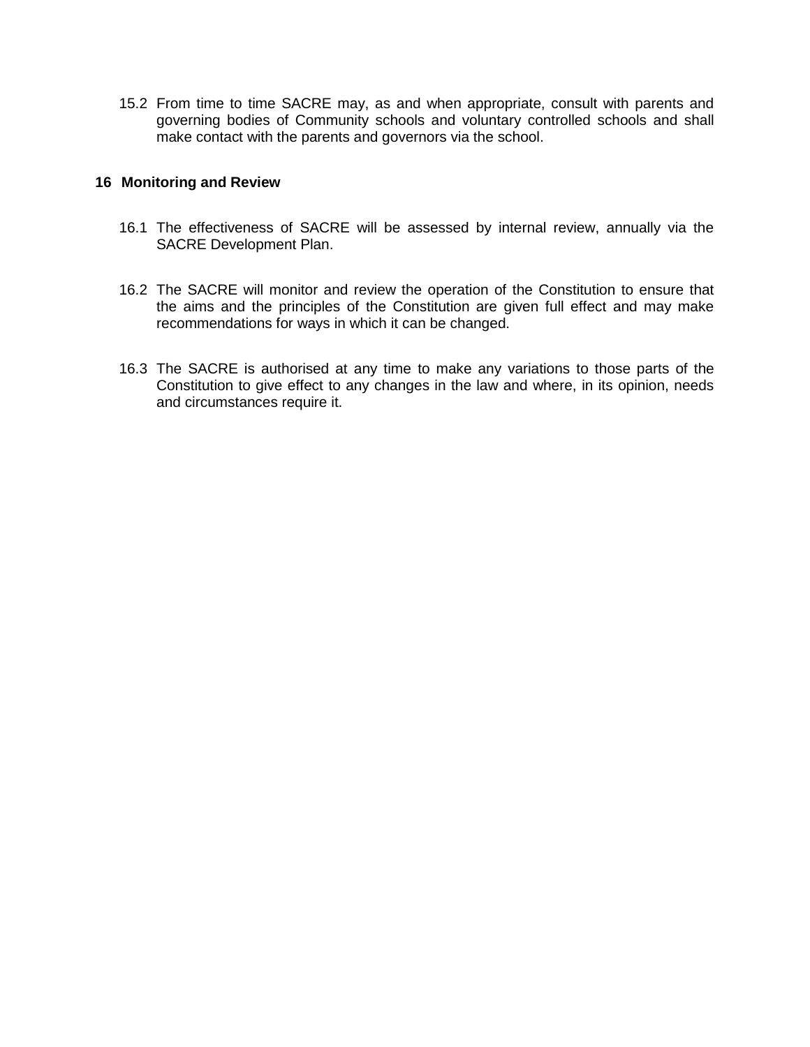15.2 From time to time SACRE may, as and when appropriate, consult with parents and governing bodies of Community schools and voluntary controlled schools and shall make contact with the parents and governors via the school.

## 16 Monitoring and Review

16.1 The effectiveness of SACRE will be assessed by internal review, annually via the SACRE Development Plan.

16.2 The SACRE will monitor and review the operation of the Constitution to ensure that the aims and the principles of the Constitution are given full effect and may make recommendations for ways in which it can be changed.

16.3 The SACRE is authorised at any time to make any variations to those parts of the Constitution to give effect to any changes in the law and where, in its opinion, needs and circumstances require it.